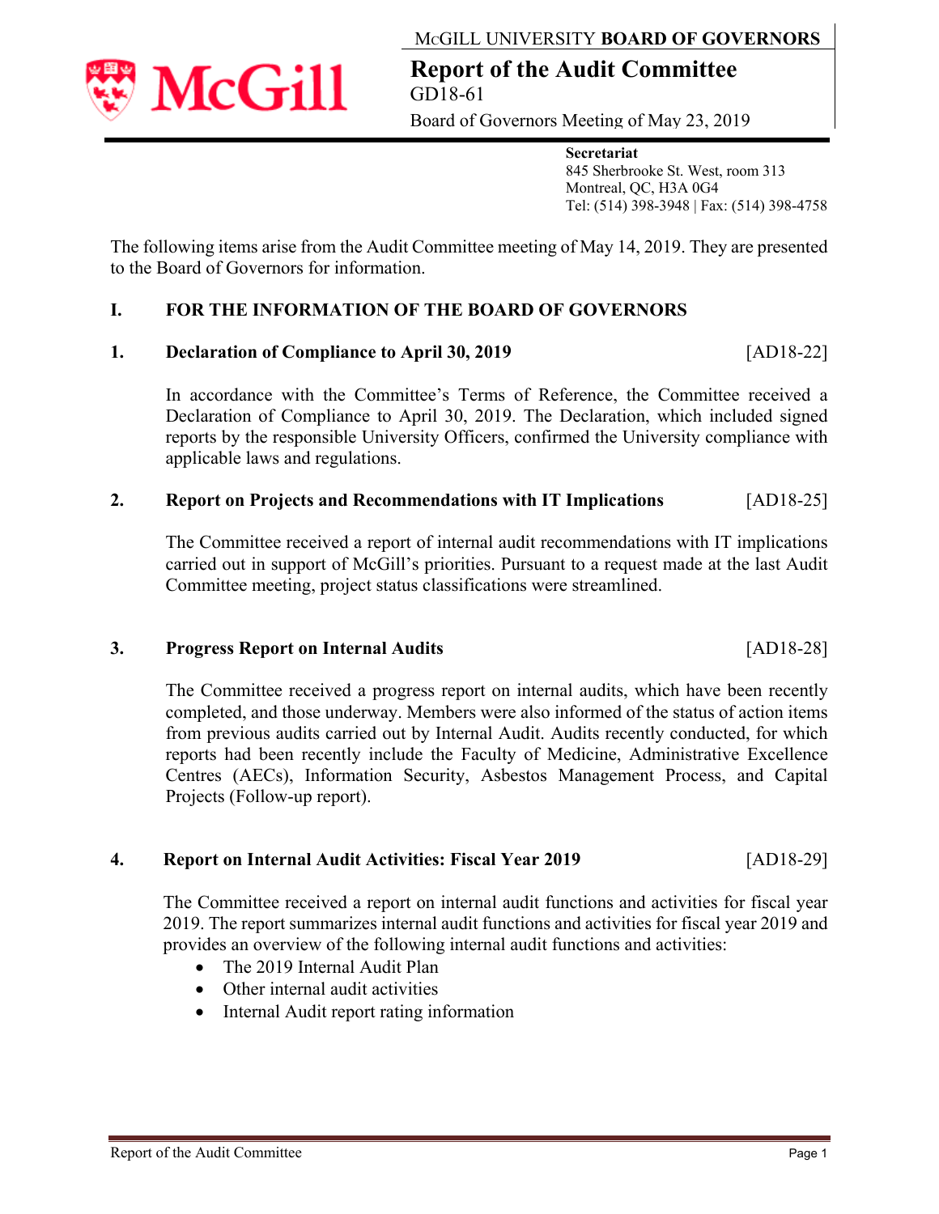McGILL UNIVERSITY **BOARD OF GOVERNORS**

# Report of the Audit Committee

GD18-61

Board of Governors Meeting of May 23, 2019

**Secretariat**
845 Sherbrooke St. West, room 313
Montreal, QC, H3A 0G4
Tel: (514) 398-3948 | Fax: (514) 398-4758

The following items arise from the Audit Committee meeting of May 14, 2019. They are presented to the Board of Governors for information.

## I. FOR THE INFORMATION OF THE BOARD OF GOVERNORS

### 1. Declaration of Compliance to April 30, 2019 [AD18-22]

In accordance with the Committee's Terms of Reference, the Committee received a Declaration of Compliance to April 30, 2019. The Declaration, which included signed reports by the responsible University Officers, confirmed the University compliance with applicable laws and regulations.

### 2. Report on Projects and Recommendations with IT Implications [AD18-25]

The Committee received a report of internal audit recommendations with IT implications carried out in support of McGill's priorities. Pursuant to a request made at the last Audit Committee meeting, project status classifications were streamlined.

### 3. Progress Report on Internal Audits [AD18-28]

The Committee received a progress report on internal audits, which have been recently completed, and those underway. Members were also informed of the status of action items from previous audits carried out by Internal Audit. Audits recently conducted, for which reports had been recently include the Faculty of Medicine, Administrative Excellence Centres (AECs), Information Security, Asbestos Management Process, and Capital Projects (Follow-up report).

### 4. Report on Internal Audit Activities: Fiscal Year 2019 [AD18-29]

The Committee received a report on internal audit functions and activities for fiscal year 2019. The report summarizes internal audit functions and activities for fiscal year 2019 and provides an overview of the following internal audit functions and activities:

- The 2019 Internal Audit Plan
- Other internal audit activities
- Internal Audit report rating information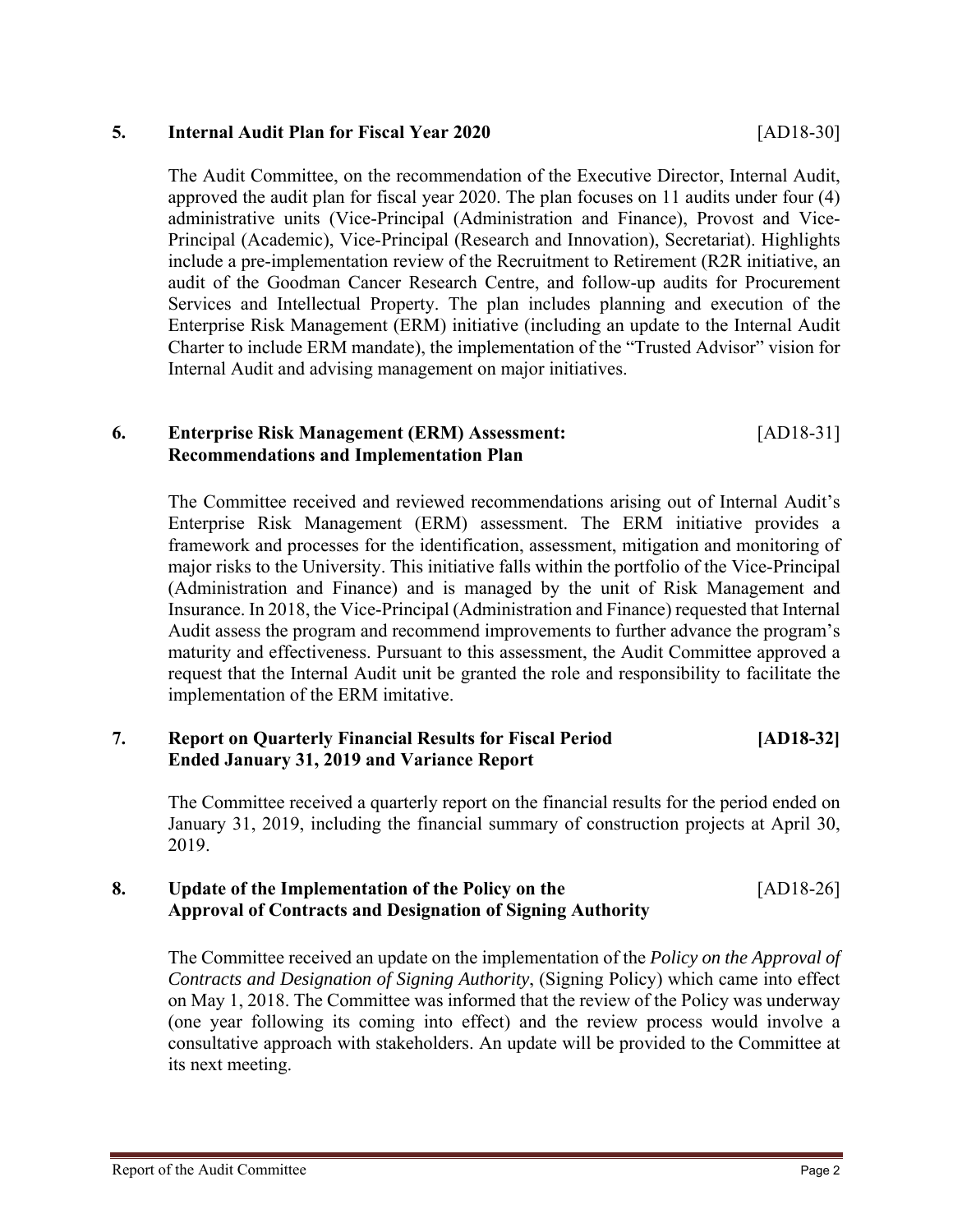## 5. Internal Audit Plan for Fiscal Year 2020 [AD18-30]

The Audit Committee, on the recommendation of the Executive Director, Internal Audit, approved the audit plan for fiscal year 2020. The plan focuses on 11 audits under four (4) administrative units (Vice-Principal (Administration and Finance), Provost and Vice-Principal (Academic), Vice-Principal (Research and Innovation), Secretariat). Highlights include a pre-implementation review of the Recruitment to Retirement (R2R initiative, an audit of the Goodman Cancer Research Centre, and follow-up audits for Procurement Services and Intellectual Property. The plan includes planning and execution of the Enterprise Risk Management (ERM) initiative (including an update to the Internal Audit Charter to include ERM mandate), the implementation of the "Trusted Advisor" vision for Internal Audit and advising management on major initiatives.

## 6. Enterprise Risk Management (ERM) Assessment: Recommendations and Implementation Plan [AD18-31]

The Committee received and reviewed recommendations arising out of Internal Audit's Enterprise Risk Management (ERM) assessment. The ERM initiative provides a framework and processes for the identification, assessment, mitigation and monitoring of major risks to the University. This initiative falls within the portfolio of the Vice-Principal (Administration and Finance) and is managed by the unit of Risk Management and Insurance. In 2018, the Vice-Principal (Administration and Finance) requested that Internal Audit assess the program and recommend improvements to further advance the program's maturity and effectiveness. Pursuant to this assessment, the Audit Committee approved a request that the Internal Audit unit be granted the role and responsibility to facilitate the implementation of the ERM imitative.

## 7. Report on Quarterly Financial Results for Fiscal Period Ended January 31, 2019 and Variance Report [AD18-32]

The Committee received a quarterly report on the financial results for the period ended on January 31, 2019, including the financial summary of construction projects at April 30, 2019.

## 8. Update of the Implementation of the Policy on the Approval of Contracts and Designation of Signing Authority [AD18-26]

The Committee received an update on the implementation of the *Policy on the Approval of Contracts and Designation of Signing Authority*, (Signing Policy) which came into effect on May 1, 2018. The Committee was informed that the review of the Policy was underway (one year following its coming into effect) and the review process would involve a consultative approach with stakeholders. An update will be provided to the Committee at its next meeting.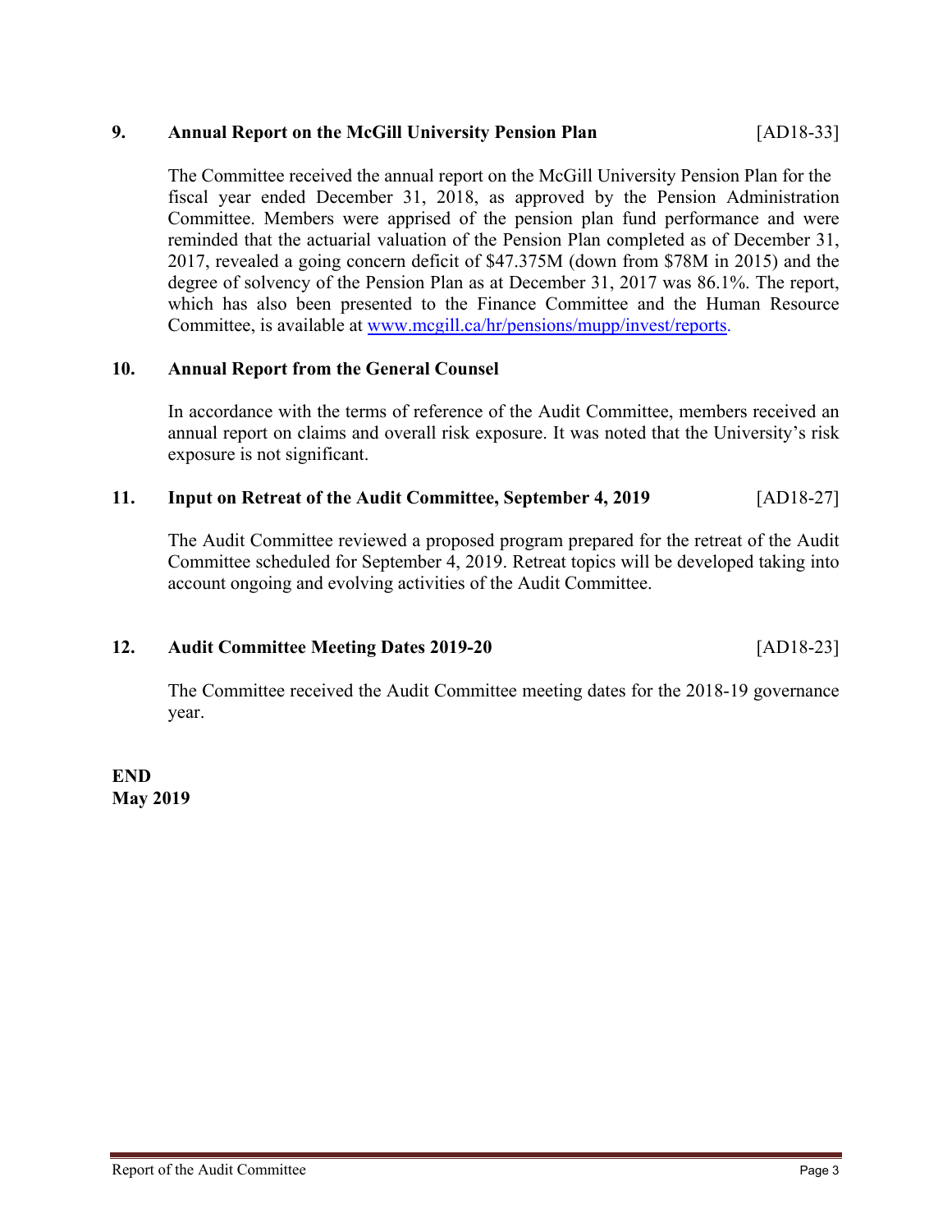**9. Annual Report on the McGill University Pension Plan** [AD18-33]

The Committee received the annual report on the McGill University Pension Plan for the fiscal year ended December 31, 2018, as approved by the Pension Administration Committee. Members were apprised of the pension plan fund performance and were reminded that the actuarial valuation of the Pension Plan completed as of December 31, 2017, revealed a going concern deficit of $47.375M (down from $78M in 2015) and the degree of solvency of the Pension Plan as at December 31, 2017 was 86.1%. The report, which has also been presented to the Finance Committee and the Human Resource Committee, is available at [www.mcgill.ca/hr/pensions/mupp/invest/reports](www.mcgill.ca/hr/pensions/mupp/invest/reports).

**10. Annual Report from the General Counsel**

In accordance with the terms of reference of the Audit Committee, members received an annual report on claims and overall risk exposure. It was noted that the University's risk exposure is not significant.

**11. Input on Retreat of the Audit Committee, September 4, 2019** [AD18-27]

The Audit Committee reviewed a proposed program prepared for the retreat of the Audit Committee scheduled for September 4, 2019. Retreat topics will be developed taking into account ongoing and evolving activities of the Audit Committee.

**12. Audit Committee Meeting Dates 2019-20** [AD18-23]

The Committee received the Audit Committee meeting dates for the 2018-19 governance year.

**END**
**May 2019**